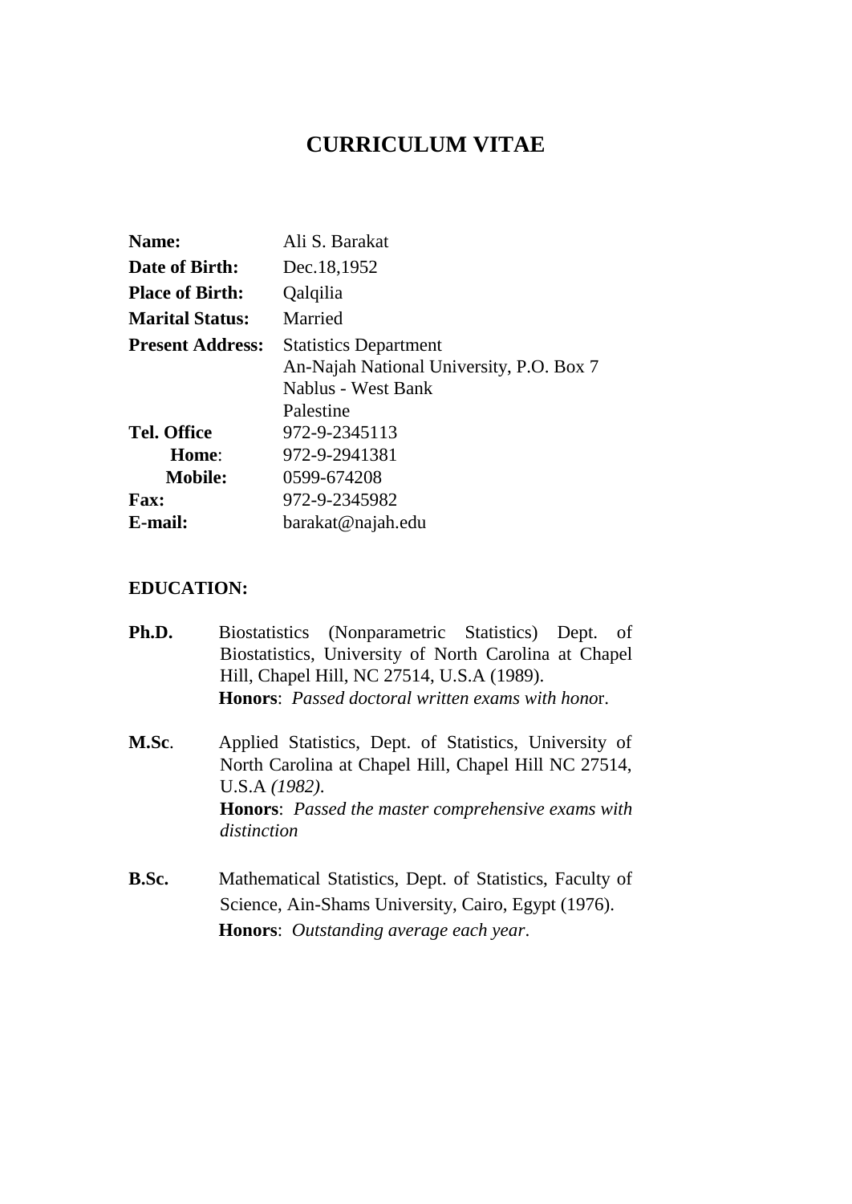# CURRICULUM VITAE

| | |
|---|---|
| **Name:** | Ali S. Barakat |
| **Date of Birth:** | Dec.18,1952 |
| **Place of Birth:** | Qalqilia |
| **Marital Status:** | Married |
| **Present Address:** | Statistics Department<br>An-Najah National University, P.O. Box 7<br>Nablus - West Bank<br>Palestine |
| **Tel. Office** | 972-9-2345113 |
| **Home**: | 972-9-2941381 |
| **Mobile:** | 0599-674208 |
| **Fax:** | 972-9-2345982 |
| **E-mail:** | barakat@najah.edu |

## EDUCATION:

**Ph.D.** Biostatistics (Nonparametric Statistics) Dept. of Biostatistics, University of North Carolina at Chapel Hill, Chapel Hill, NC 27514, U.S.A (1989).
**Honors**: *Passed doctoral written exams with honor*.

**M.Sc**. Applied Statistics, Dept. of Statistics, University of North Carolina at Chapel Hill, Chapel Hill NC 27514, U.S.A *(1982)*.
**Honors**: *Passed the master comprehensive exams with distinction*

**B.Sc.** Mathematical Statistics, Dept. of Statistics, Faculty of Science, Ain-Shams University, Cairo, Egypt (1976).
**Honors**: *Outstanding average each year*.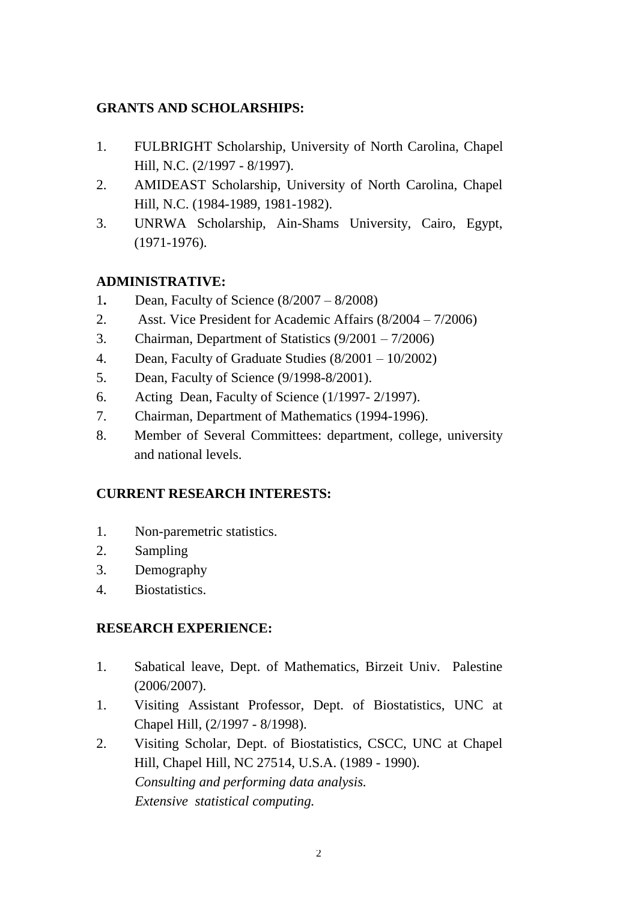## GRANTS AND SCHOLARSHIPS:

1. FULBRIGHT Scholarship, University of North Carolina, Chapel Hill, N.C. (2/1997 - 8/1997).
2. AMIDEAST Scholarship, University of North Carolina, Chapel Hill, N.C. (1984-1989, 1981-1982).
3. UNRWA Scholarship, Ain-Shams University, Cairo, Egypt, (1971-1976).

## ADMINISTRATIVE:

1. Dean, Faculty of Science (8/2007 – 8/2008)
2. Asst. Vice President for Academic Affairs (8/2004 – 7/2006)
3. Chairman, Department of Statistics (9/2001 – 7/2006)
4. Dean, Faculty of Graduate Studies (8/2001 – 10/2002)
5. Dean, Faculty of Science (9/1998-8/2001).
6. Acting Dean, Faculty of Science (1/1997- 2/1997).
7. Chairman, Department of Mathematics (1994-1996).
8. Member of Several Committees: department, college, university and national levels.

## CURRENT RESEARCH INTERESTS:

1. Non-paremetric statistics.
2. Sampling
3. Demography
4. Biostatistics.

## RESEARCH EXPERIENCE:

1. Sabatical leave, Dept. of Mathematics, Birzeit Univ. Palestine (2006/2007).

1. Visiting Assistant Professor, Dept. of Biostatistics, UNC at Chapel Hill, (2/1997 - 8/1998).
2. Visiting Scholar, Dept. of Biostatistics, CSCC, UNC at Chapel Hill, Chapel Hill, NC 27514, U.S.A. (1989 - 1990).
   *Consulting and performing data analysis.*
   *Extensive statistical computing.*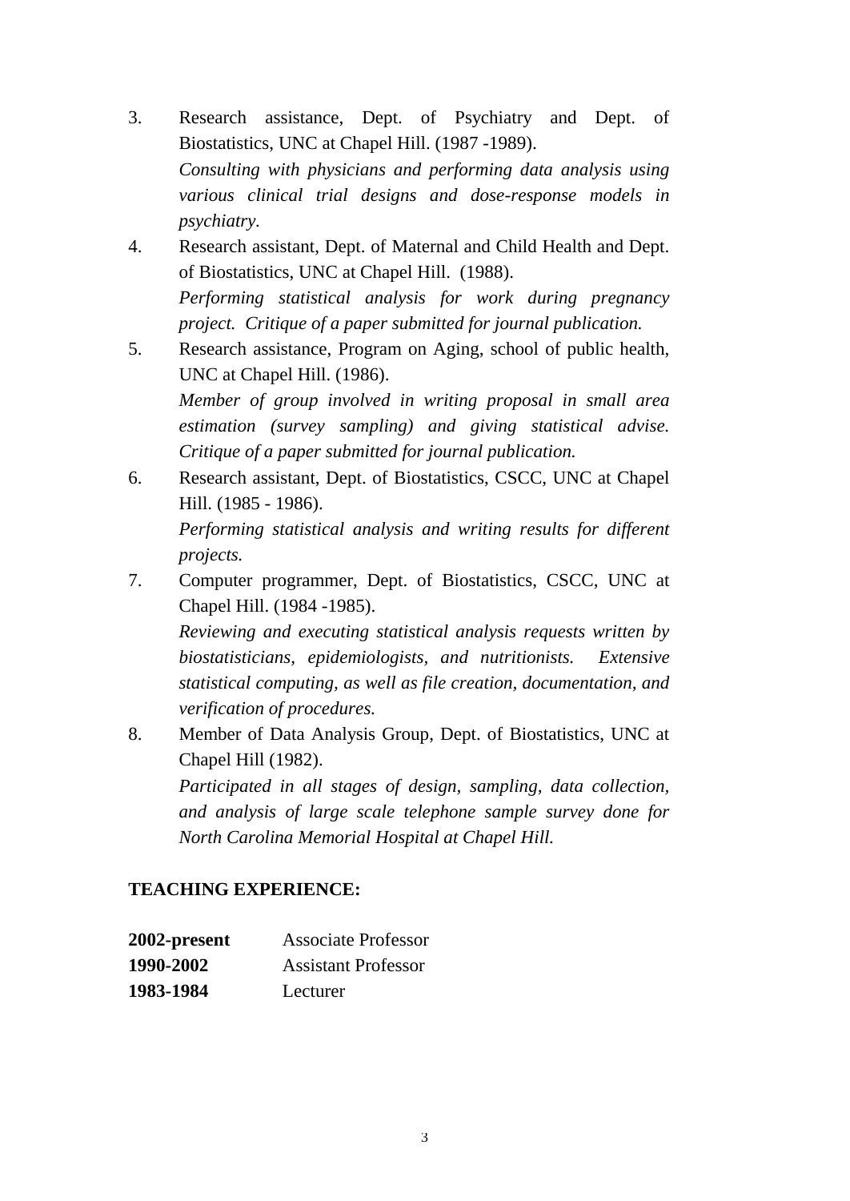3. Research assistance, Dept. of Psychiatry and Dept. of Biostatistics, UNC at Chapel Hill. (1987 -1989).
   *Consulting with physicians and performing data analysis using various clinical trial designs and dose-response models in psychiatry.*
4. Research assistant, Dept. of Maternal and Child Health and Dept. of Biostatistics, UNC at Chapel Hill. (1988).
   *Performing statistical analysis for work during pregnancy project. Critique of a paper submitted for journal publication.*
5. Research assistance, Program on Aging, school of public health, UNC at Chapel Hill. (1986).
   *Member of group involved in writing proposal in small area estimation (survey sampling) and giving statistical advise. Critique of a paper submitted for journal publication.*
6. Research assistant, Dept. of Biostatistics, CSCC, UNC at Chapel Hill. (1985 - 1986).
   *Performing statistical analysis and writing results for different projects.*
7. Computer programmer, Dept. of Biostatistics, CSCC, UNC at Chapel Hill. (1984 -1985).
   *Reviewing and executing statistical analysis requests written by biostatisticians, epidemiologists, and nutritionists. Extensive statistical computing, as well as file creation, documentation, and verification of procedures.*
8. Member of Data Analysis Group, Dept. of Biostatistics, UNC at Chapel Hill (1982).
   *Participated in all stages of design, sampling, data collection, and analysis of large scale telephone sample survey done for North Carolina Memorial Hospital at Chapel Hill.*

**TEACHING EXPERIENCE:**

**2002-present** Associate Professor
**1990-2002** Assistant Professor
**1983-1984** Lecturer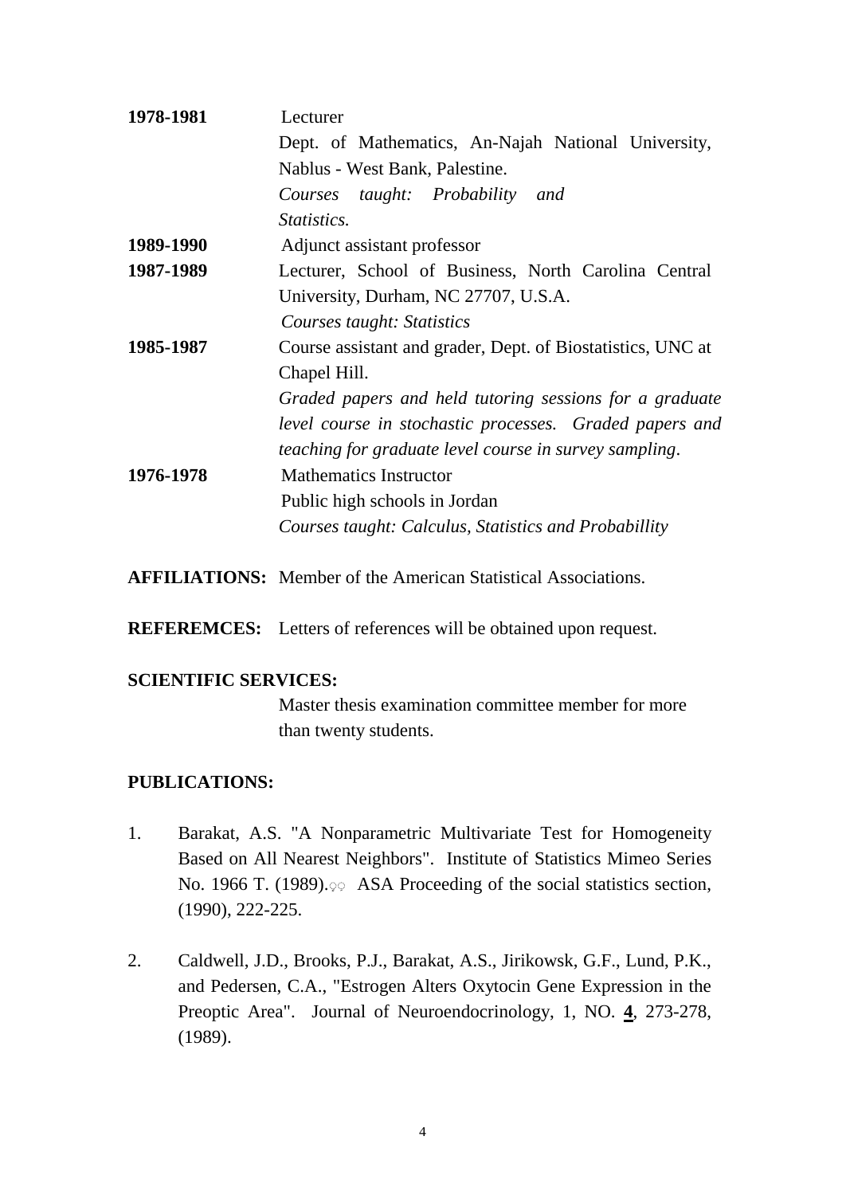**1978-1981** Lecturer
Dept. of Mathematics, An-Najah National University, Nablus - West Bank, Palestine.
*Courses taught: Probability and Statistics.*

**1989-1990** Adjunct assistant professor

**1987-1989** Lecturer, School of Business, North Carolina Central University, Durham, NC 27707, U.S.A.
*Courses taught: Statistics*

**1985-1987** Course assistant and grader, Dept. of Biostatistics, UNC at Chapel Hill.
*Graded papers and held tutoring sessions for a graduate level course in stochastic processes. Graded papers and teaching for graduate level course in survey sampling*.

**1976-1978** Mathematics Instructor
Public high schools in Jordan
*Courses taught: Calculus, Statistics and Probabillity*

**AFFILIATIONS:** Member of the American Statistical Associations.

**REFEREMCES:** Letters of references will be obtained upon request.

**SCIENTIFIC SERVICES:**

Master thesis examination committee member for more than twenty students.

**PUBLICATIONS:**

1. Barakat, A.S. "A Nonparametric Multivariate Test for Homogeneity Based on All Nearest Neighbors". Institute of Statistics Mimeo Series No. 1966 T. (1989). ASA Proceeding of the social statistics section, (1990), 222-225.

2. Caldwell, J.D., Brooks, P.J., Barakat, A.S., Jirikowsk, G.F., Lund, P.K., and Pedersen, C.A., "Estrogen Alters Oxytocin Gene Expression in the Preoptic Area". Journal of Neuroendocrinology, 1, NO. **4**, 273-278, (1989).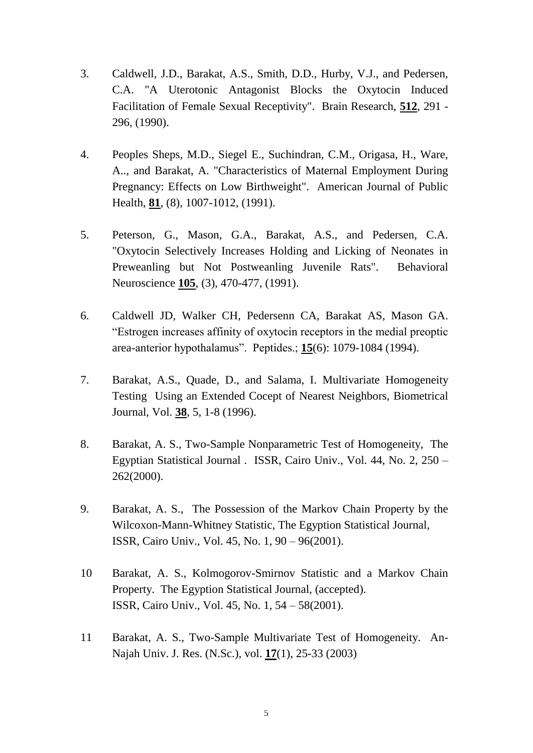3. Caldwell, J.D., Barakat, A.S., Smith, D.D., Hurby, V.J., and Pedersen, C.A. "A Uterotonic Antagonist Blocks the Oxytocin Induced Facilitation of Female Sexual Receptivity". Brain Research, **<u>512</u>**, 291 - 296, (1990).

4. Peoples Sheps, M.D., Siegel E., Suchindran, C.M., Origasa, H., Ware, A.., and Barakat, A. "Characteristics of Maternal Employment During Pregnancy: Effects on Low Birthweight". American Journal of Public Health, **<u>81</u>**, (8), 1007-1012, (1991).

5. Peterson, G., Mason, G.A., Barakat, A.S., and Pedersen, C.A. "Oxytocin Selectively Increases Holding and Licking of Neonates in Preweanling but Not Postweanling Juvenile Rats". Behavioral Neuroscience **<u>105</u>**, (3), 470-477, (1991).

6. Caldwell JD, Walker CH, Pedersenn CA, Barakat AS, Mason GA. "Estrogen increases affinity of oxytocin receptors in the medial preoptic area-anterior hypothalamus". Peptides.; **<u>15</u>**(6): 1079-1084 (1994).

7. Barakat, A.S., Quade, D., and Salama, I. Multivariate Homogeneity Testing Using an Extended Cocept of Nearest Neighbors, Biometrical Journal, Vol. **<u>38</u>**, 5, 1-8 (1996).

8. Barakat, A. S., Two-Sample Nonparametric Test of Homogeneity, The Egyptian Statistical Journal . ISSR, Cairo Univ., Vol. 44, No. 2, 250 – 262(2000).

9. Barakat, A. S., The Possession of the Markov Chain Property by the Wilcoxon-Mann-Whitney Statistic, The Egyption Statistical Journal, ISSR, Cairo Univ., Vol. 45, No. 1, 90 – 96(2001).

10 Barakat, A. S., Kolmogorov-Smirnov Statistic and a Markov Chain Property. The Egyption Statistical Journal, (accepted). ISSR, Cairo Univ., Vol. 45, No. 1, 54 – 58(2001).

11 Barakat, A. S., Two-Sample Multivariate Test of Homogeneity. An-Najah Univ. J. Res. (N.Sc.), vol. **<u>17</u>**(1), 25-33 (2003)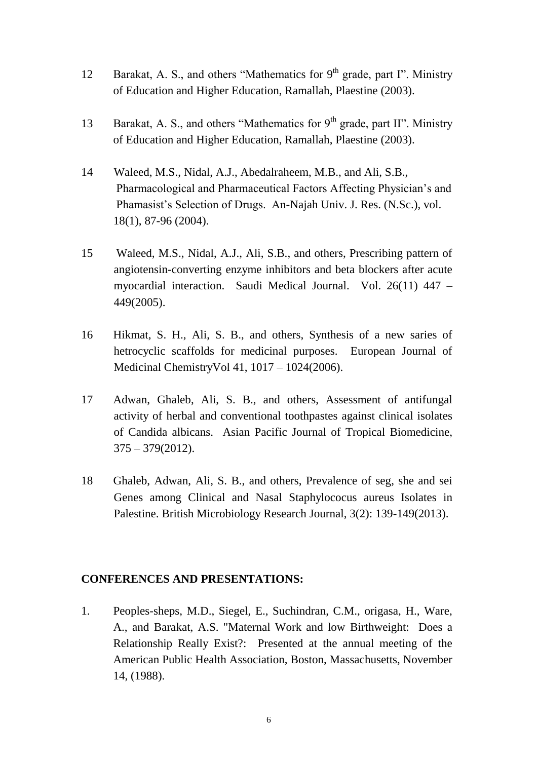12 Barakat, A. S., and others "Mathematics for 9th grade, part I". Ministry of Education and Higher Education, Ramallah, Plaestine (2003).

13 Barakat, A. S., and others "Mathematics for 9th grade, part II". Ministry of Education and Higher Education, Ramallah, Plaestine (2003).

14 Waleed, M.S., Nidal, A.J., Abedalraheem, M.B., and Ali, S.B., Pharmacological and Pharmaceutical Factors Affecting Physician's and Phamasist's Selection of Drugs. An-Najah Univ. J. Res. (N.Sc.), vol. 18(1), 87-96 (2004).

15 Waleed, M.S., Nidal, A.J., Ali, S.B., and others, Prescribing pattern of angiotensin-converting enzyme inhibitors and beta blockers after acute myocardial interaction. Saudi Medical Journal. Vol. 26(11) 447 – 449(2005).

16 Hikmat, S. H., Ali, S. B., and others, Synthesis of a new saries of hetrocyclic scaffolds for medicinal purposes. European Journal of Medicinal ChemistryVol 41, 1017 – 1024(2006).

17 Adwan, Ghaleb, Ali, S. B., and others, Assessment of antifungal activity of herbal and conventional toothpastes against clinical isolates of Candida albicans. Asian Pacific Journal of Tropical Biomedicine, 375 – 379(2012).

18 Ghaleb, Adwan, Ali, S. B., and others, Prevalence of seg, she and sei Genes among Clinical and Nasal Staphylococus aureus Isolates in Palestine. British Microbiology Research Journal, 3(2): 139-149(2013).

**CONFERENCES AND PRESENTATIONS:**

1. Peoples-sheps, M.D., Siegel, E., Suchindran, C.M., origasa, H., Ware, A., and Barakat, A.S. "Maternal Work and low Birthweight: Does a Relationship Really Exist?: Presented at the annual meeting of the American Public Health Association, Boston, Massachusetts, November 14, (1988).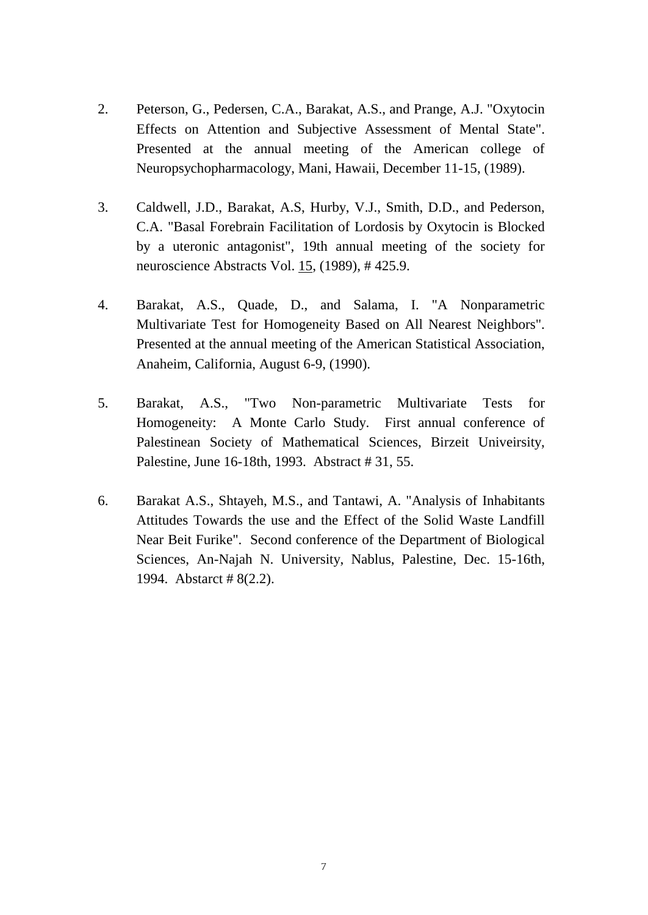2. Peterson, G., Pedersen, C.A., Barakat, A.S., and Prange, A.J. "Oxytocin Effects on Attention and Subjective Assessment of Mental State". Presented at the annual meeting of the American college of Neuropsychopharmacology, Mani, Hawaii, December 11-15, (1989).

3. Caldwell, J.D., Barakat, A.S, Hurby, V.J., Smith, D.D., and Pederson, C.A. "Basal Forebrain Facilitation of Lordosis by Oxytocin is Blocked by a uteronic antagonist", 19th annual meeting of the society for neuroscience Abstracts Vol. 15, (1989), # 425.9.

4. Barakat, A.S., Quade, D., and Salama, I. "A Nonparametric Multivariate Test for Homogeneity Based on All Nearest Neighbors". Presented at the annual meeting of the American Statistical Association, Anaheim, California, August 6-9, (1990).

5. Barakat, A.S., "Two Non-parametric Multivariate Tests for Homogeneity: A Monte Carlo Study. First annual conference of Palestinean Society of Mathematical Sciences, Birzeit Univeirsity, Palestine, June 16-18th, 1993. Abstract # 31, 55.

6. Barakat A.S., Shtayeh, M.S., and Tantawi, A. "Analysis of Inhabitants Attitudes Towards the use and the Effect of the Solid Waste Landfill Near Beit Furike". Second conference of the Department of Biological Sciences, An-Najah N. University, Nablus, Palestine, Dec. 15-16th, 1994. Abstarct # 8(2.2).